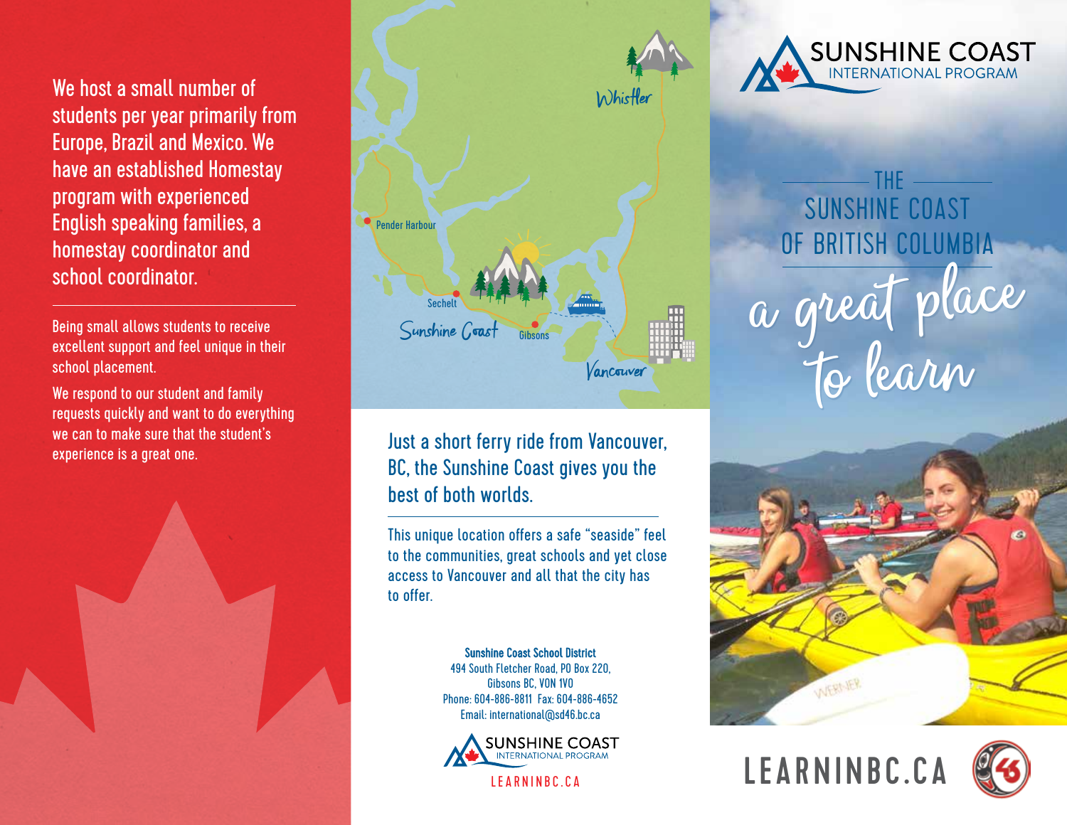We host a small number of students per year primarily from Europe, Brazil and Mexico. We have an established Homestay program with experienced English speaking families, a homestay coordinator and school coordinator.

---

Being small allows students to receive excellent support and feel unique in their school placement.

We respond to our student and family requests quickly and want to do everything we can to make sure that the student's experience is a great one.

Whistler

Pender Harbour

Sechelt

Sunshine Coast

Gibsons

Vancouver

## Just a short ferry ride from Vancouver, BC, the Sunshine Coast gives you the best of both worlds.

---

This unique location offers a safe "seaside" feel to the communities, great schools and yet close access to Vancouver and all that the city has to offer.

**Sunshine Coast School District**
494 South Fletcher Road, PO Box 220,
Gibsons BC, V0N 1V0
Phone: 604-886-8811 Fax: 604-886-4652
Email: international@sd46.bc.ca

SUNSHINE COAST INTERNATIONAL PROGRAM

LEARNINBC.CA

SUNSHINE COAST INTERNATIONAL PROGRAM

# THE SUNSHINE COAST OF BRITISH COLUMBIA

## a great place to learn

LEARNINBC.CA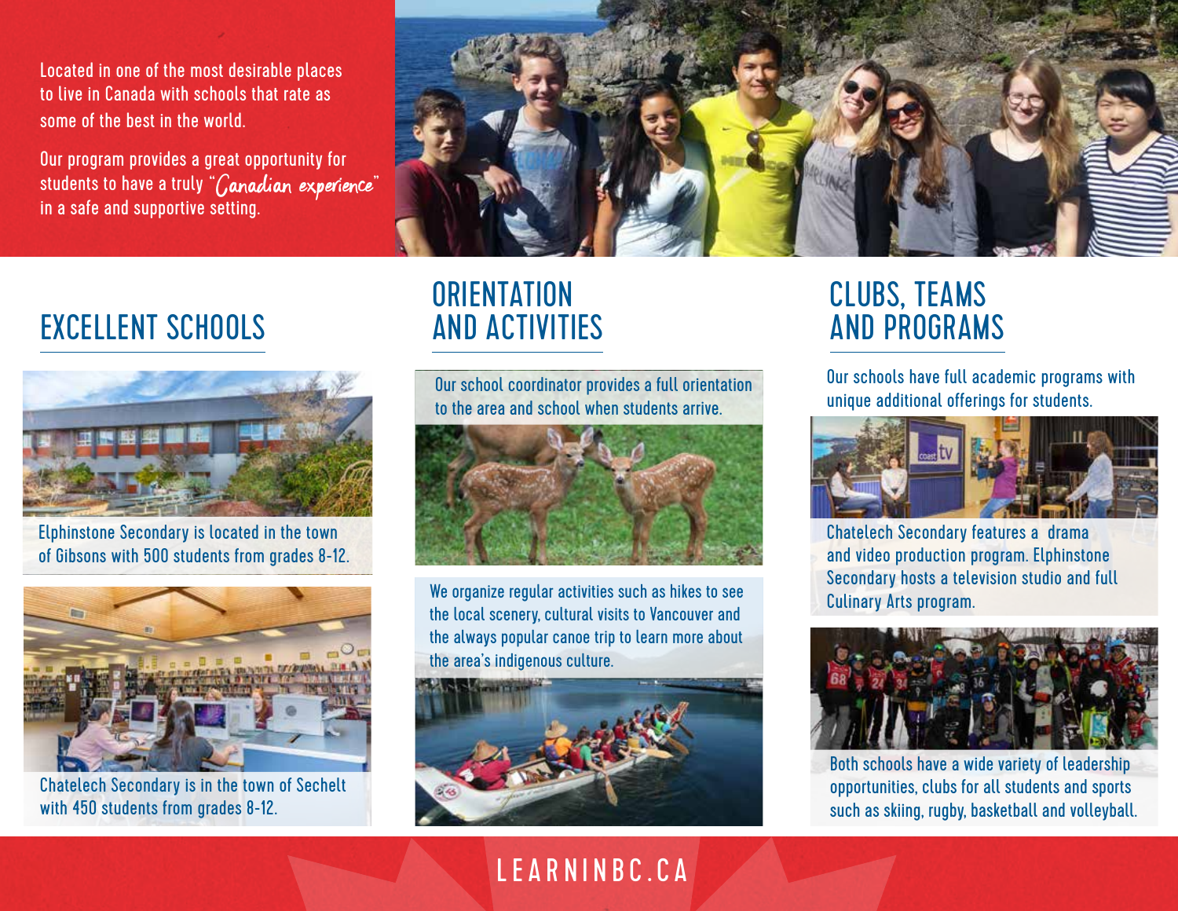Located in one of the most desirable places to live in Canada with schools that rate as some of the best in the world.

Our program provides a great opportunity for students to have a truly "*Canadian experience*" in a safe and supportive setting.

## EXCELLENT SCHOOLS

Elphinstone Secondary is located in the town of Gibsons with 500 students from grades 8-12.

Chatelech Secondary is in the town of Sechelt with 450 students from grades 8-12.

## ORIENTATION AND ACTIVITIES

Our school coordinator provides a full orientation to the area and school when students arrive.

We organize regular activities such as hikes to see the local scenery, cultural visits to Vancouver and the always popular canoe trip to learn more about the area's indigenous culture.

## CLUBS, TEAMS AND PROGRAMS

Our schools have full academic programs with unique additional offerings for students.

Chatelech Secondary features a drama and video production program. Elphinstone Secondary hosts a television studio and full Culinary Arts program.

Both schools have a wide variety of leadership opportunities, clubs for all students and sports such as skiing, rugby, basketball and volleyball.

LEARNINBC.CA